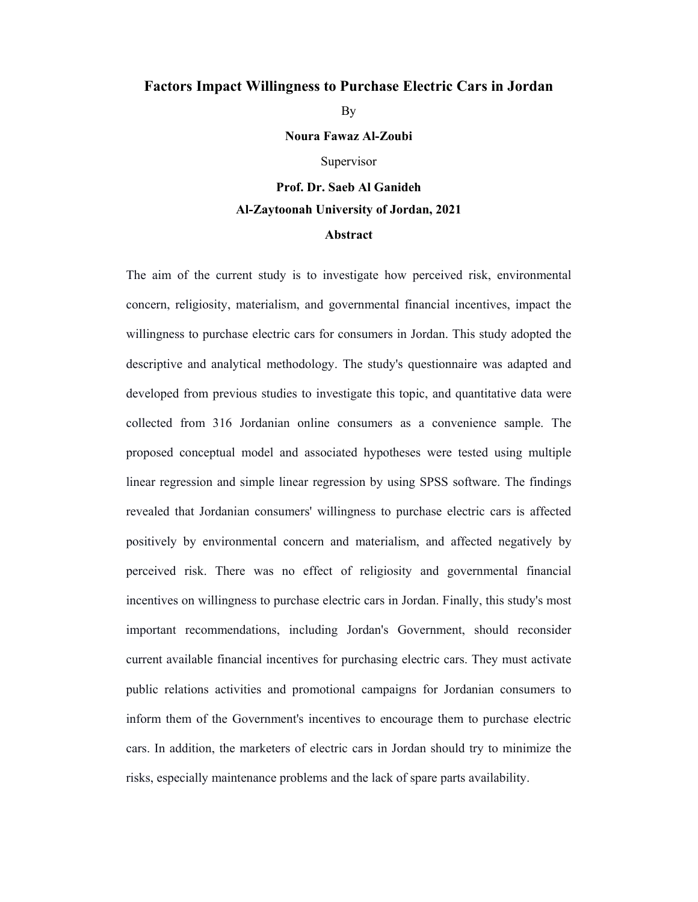# Factors Impact Willingness to Purchase Electric Cars in Jordan

By

**Noura Fawaz Al-Zoubi**

Supervisor

**Prof. Dr. Saeb Al Ganideh**

**Al-Zaytoonah University of Jordan, 2021**

## Abstract

The aim of the current study is to investigate how perceived risk, environmental concern, religiosity, materialism, and governmental financial incentives, impact the willingness to purchase electric cars for consumers in Jordan. This study adopted the descriptive and analytical methodology. The study's questionnaire was adapted and developed from previous studies to investigate this topic, and quantitative data were collected from 316 Jordanian online consumers as a convenience sample. The proposed conceptual model and associated hypotheses were tested using multiple linear regression and simple linear regression by using SPSS software. The findings revealed that Jordanian consumers' willingness to purchase electric cars is affected positively by environmental concern and materialism, and affected negatively by perceived risk. There was no effect of religiosity and governmental financial incentives on willingness to purchase electric cars in Jordan. Finally, this study's most important recommendations, including Jordan's Government, should reconsider current available financial incentives for purchasing electric cars. They must activate public relations activities and promotional campaigns for Jordanian consumers to inform them of the Government's incentives to encourage them to purchase electric cars. In addition, the marketers of electric cars in Jordan should try to minimize the risks, especially maintenance problems and the lack of spare parts availability.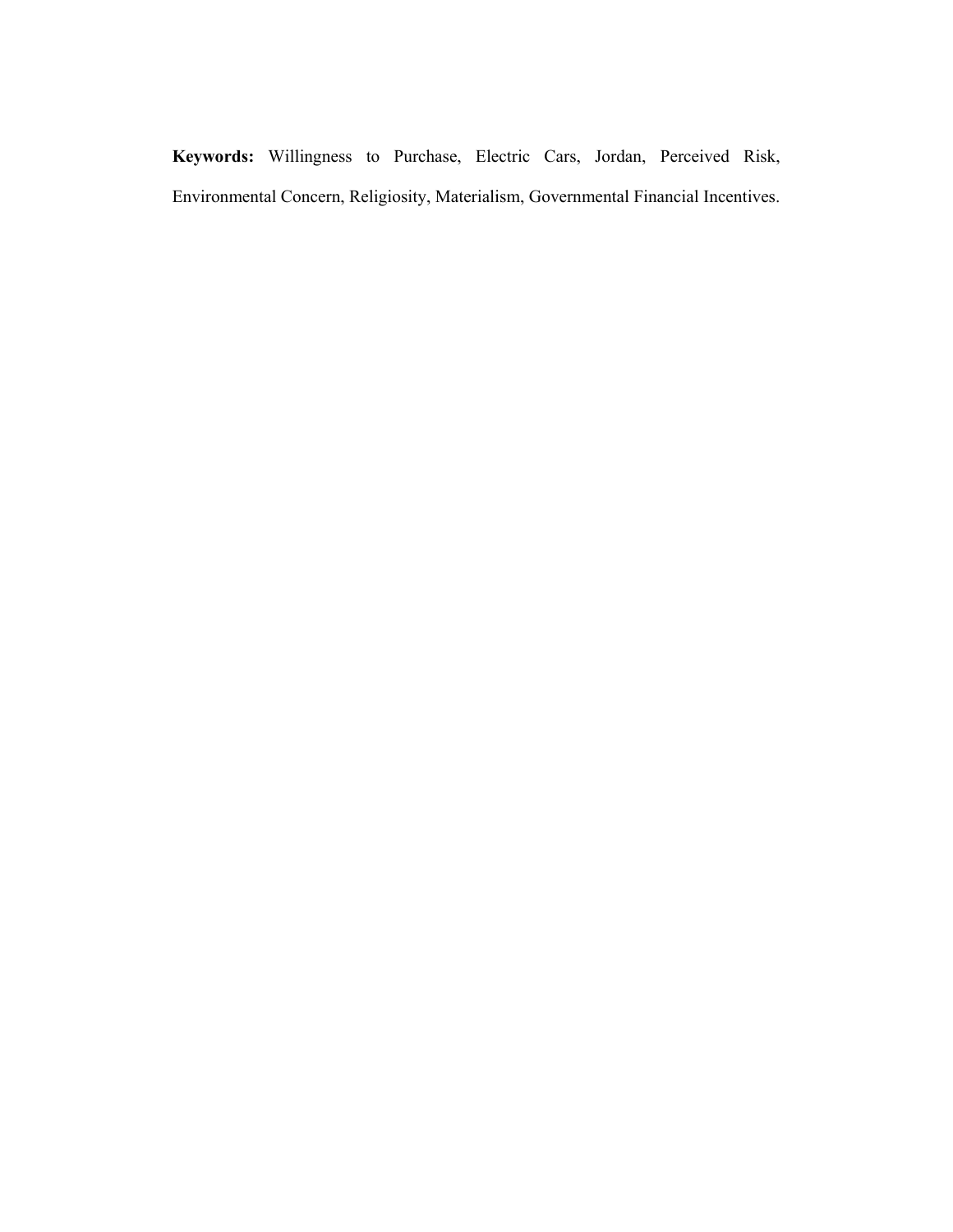**Keywords:** Willingness to Purchase, Electric Cars, Jordan, Perceived Risk, Environmental Concern, Religiosity, Materialism, Governmental Financial Incentives.